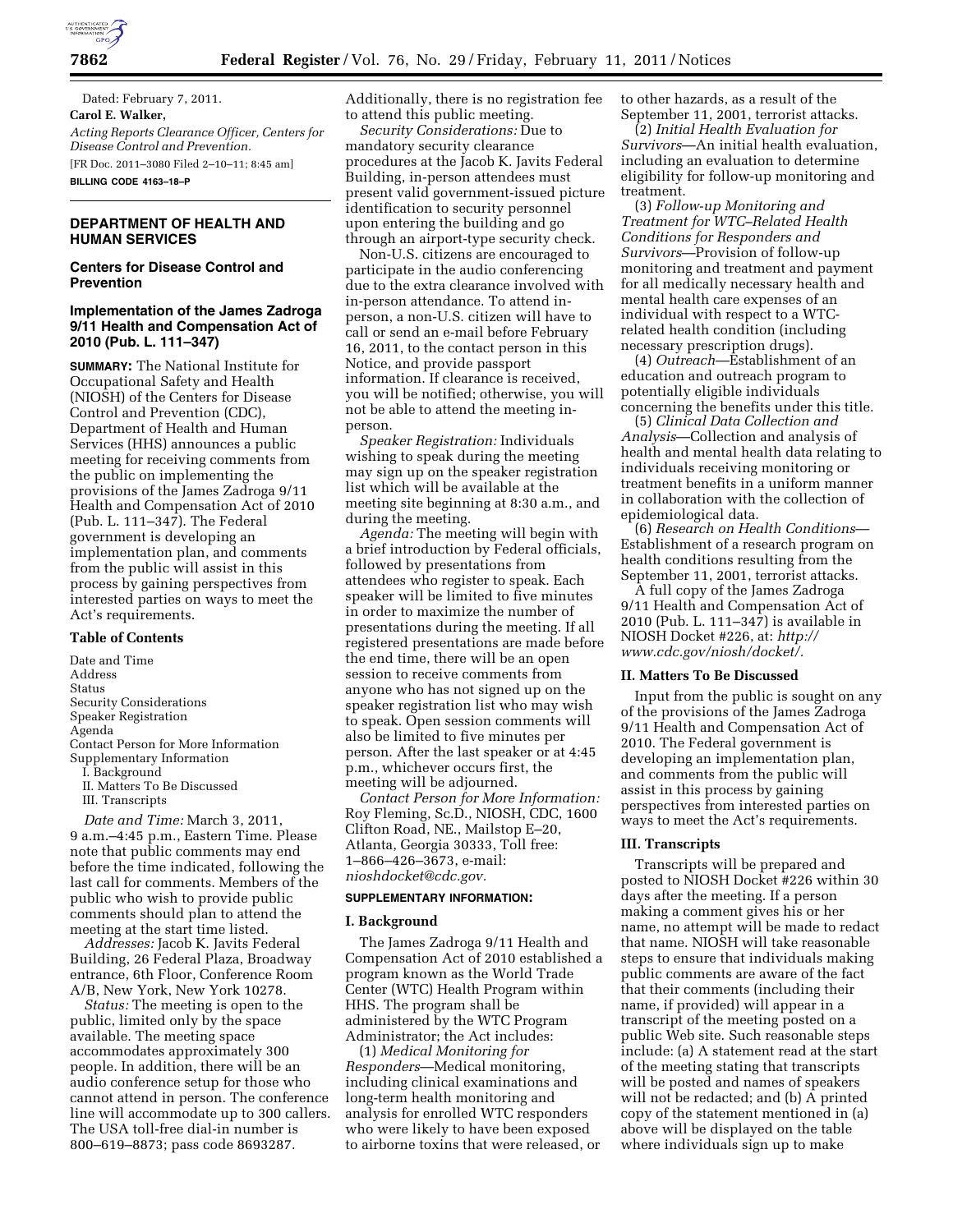Dated: February 7, 2011.

**Carol E. Walker,**

*Acting Reports Clearance Officer, Centers for Disease Control and Prevention.*

[FR Doc. 2011–3080 Filed 2–10–11; 8:45 am]

**BILLING CODE 4163–18–P**

## DEPARTMENT OF HEALTH AND HUMAN SERVICES

### Centers for Disease Control and Prevention

### Implementation of the James Zadroga 9/11 Health and Compensation Act of 2010 (Pub. L. 111–347)

**SUMMARY:** The National Institute for Occupational Safety and Health (NIOSH) of the Centers for Disease Control and Prevention (CDC), Department of Health and Human Services (HHS) announces a public meeting for receiving comments from the public on implementing the provisions of the James Zadroga 9/11 Health and Compensation Act of 2010 (Pub. L. 111–347). The Federal government is developing an implementation plan, and comments from the public will assist in this process by gaining perspectives from interested parties on ways to meet the Act's requirements.

#### Table of Contents

Date and Time
Address
Status
Security Considerations
Speaker Registration
Agenda
Contact Person for More Information
Supplementary Information
I. Background
II. Matters To Be Discussed
III. Transcripts

*Date and Time:* March 3, 2011, 9 a.m.–4:45 p.m., Eastern Time. Please note that public comments may end before the time indicated, following the last call for comments. Members of the public who wish to provide public comments should plan to attend the meeting at the start time listed.

*Addresses:* Jacob K. Javits Federal Building, 26 Federal Plaza, Broadway entrance, 6th Floor, Conference Room A/B, New York, New York 10278.

*Status:* The meeting is open to the public, limited only by the space available. The meeting space accommodates approximately 300 people. In addition, there will be an audio conference setup for those who cannot attend in person. The conference line will accommodate up to 300 callers. The USA toll-free dial-in number is 800–619–8873; pass code 8693287. Additionally, there is no registration fee to attend this public meeting.

*Security Considerations:* Due to mandatory security clearance procedures at the Jacob K. Javits Federal Building, in-person attendees must present valid government-issued picture identification to security personnel upon entering the building and go through an airport-type security check.

Non-U.S. citizens are encouraged to participate in the audio conferencing due to the extra clearance involved with in-person attendance. To attend in-person, a non-U.S. citizen will have to call or send an e-mail before February 16, 2011, to the contact person in this Notice, and provide passport information. If clearance is received, you will be notified; otherwise, you will not be able to attend the meeting in-person.

*Speaker Registration:* Individuals wishing to speak during the meeting may sign up on the speaker registration list which will be available at the meeting site beginning at 8:30 a.m., and during the meeting.

*Agenda:* The meeting will begin with a brief introduction by Federal officials, followed by presentations from attendees who register to speak. Each speaker will be limited to five minutes in order to maximize the number of presentations during the meeting. If all registered presentations are made before the end time, there will be an open session to receive comments from anyone who has not signed up on the speaker registration list who may wish to speak. Open session comments will also be limited to five minutes per person. After the last speaker or at 4:45 p.m., whichever occurs first, the meeting will be adjourned.

*Contact Person for More Information:* Roy Fleming, Sc.D., NIOSH, CDC, 1600 Clifton Road, NE., Mailstop E–20, Atlanta, Georgia 30333, Toll free: 1–866–426–3673, e-mail: *nioshdocket@cdc.gov.*

**SUPPLEMENTARY INFORMATION:**

#### I. Background

The James Zadroga 9/11 Health and Compensation Act of 2010 established a program known as the World Trade Center (WTC) Health Program within HHS. The program shall be administered by the WTC Program Administrator; the Act includes:

(1) *Medical Monitoring for Responders*—Medical monitoring, including clinical examinations and long-term health monitoring and analysis for enrolled WTC responders who were likely to have been exposed to airborne toxins that were released, or to other hazards, as a result of the September 11, 2001, terrorist attacks.

(2) *Initial Health Evaluation for Survivors*—An initial health evaluation, including an evaluation to determine eligibility for follow-up monitoring and treatment.

(3) *Follow-up Monitoring and Treatment for WTC–Related Health Conditions for Responders and Survivors*—Provision of follow-up monitoring and treatment and payment for all medically necessary health and mental health care expenses of an individual with respect to a WTC-related health condition (including necessary prescription drugs).

(4) *Outreach*—Establishment of an education and outreach program to potentially eligible individuals concerning the benefits under this title.

(5) *Clinical Data Collection and Analysis*—Collection and analysis of health and mental health data relating to individuals receiving monitoring or treatment benefits in a uniform manner in collaboration with the collection of epidemiological data.

(6) *Research on Health Conditions*—Establishment of a research program on health conditions resulting from the September 11, 2001, terrorist attacks.

A full copy of the James Zadroga 9/11 Health and Compensation Act of 2010 (Pub. L. 111–347) is available in NIOSH Docket #226, at: *http://www.cdc.gov/niosh/docket/.*

#### II. Matters To Be Discussed

Input from the public is sought on any of the provisions of the James Zadroga 9/11 Health and Compensation Act of 2010. The Federal government is developing an implementation plan, and comments from the public will assist in this process by gaining perspectives from interested parties on ways to meet the Act's requirements.

#### III. Transcripts

Transcripts will be prepared and posted to NIOSH Docket #226 within 30 days after the meeting. If a person making a comment gives his or her name, no attempt will be made to redact that name. NIOSH will take reasonable steps to ensure that individuals making public comments are aware of the fact that their comments (including their name, if provided) will appear in a transcript of the meeting posted on a public Web site. Such reasonable steps include: (a) A statement read at the start of the meeting stating that transcripts will be posted and names of speakers will not be redacted; and (b) A printed copy of the statement mentioned in (a) above will be displayed on the table where individuals sign up to make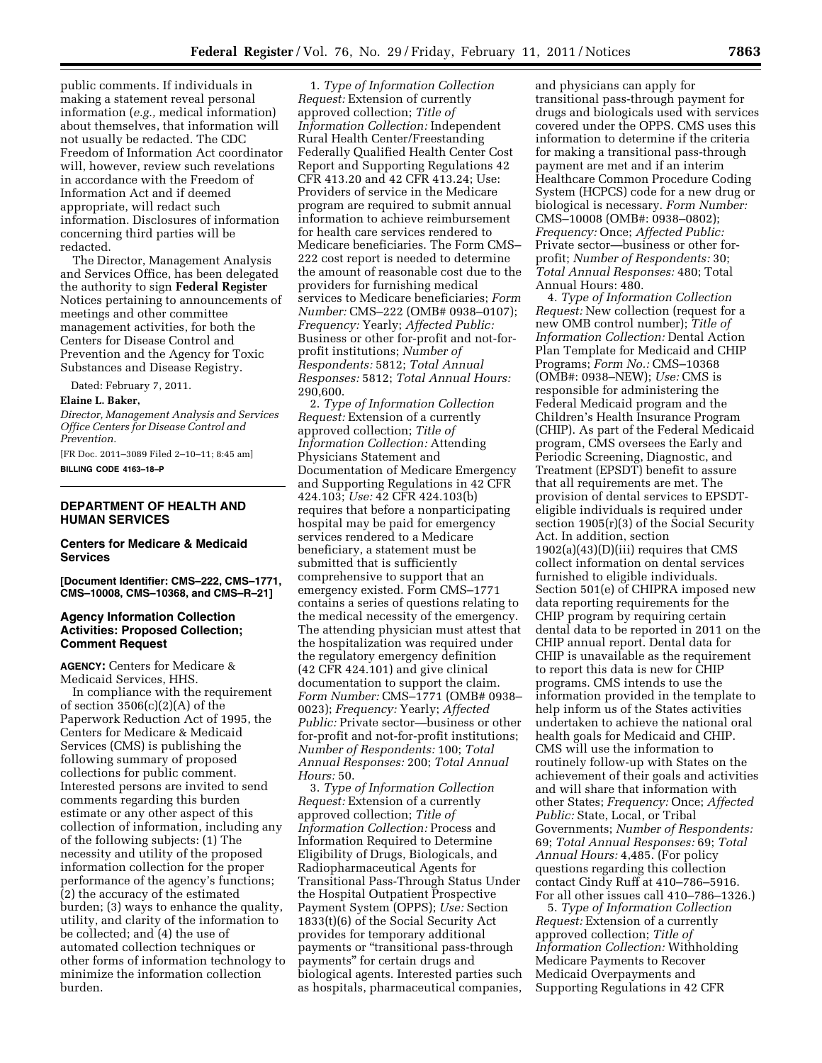public comments. If individuals in making a statement reveal personal information (*e.g.,* medical information) about themselves, that information will not usually be redacted. The CDC Freedom of Information Act coordinator will, however, review such revelations in accordance with the Freedom of Information Act and if deemed appropriate, will redact such information. Disclosures of information concerning third parties will be redacted.

The Director, Management Analysis and Services Office, has been delegated the authority to sign **Federal Register** Notices pertaining to announcements of meetings and other committee management activities, for both the Centers for Disease Control and Prevention and the Agency for Toxic Substances and Disease Registry.

Dated: February 7, 2011.

**Elaine L. Baker,**

*Director, Management Analysis and Services Office Centers for Disease Control and Prevention.*

[FR Doc. 2011–3089 Filed 2–10–11; 8:45 am]

**BILLING CODE 4163–18–P**

## DEPARTMENT OF HEALTH AND HUMAN SERVICES

### Centers for Medicare & Medicaid Services

**[Document Identifier: CMS–222, CMS–1771, CMS–10008, CMS–10368, and CMS–R–21]**

### Agency Information Collection Activities: Proposed Collection; Comment Request

**AGENCY:** Centers for Medicare & Medicaid Services, HHS.

In compliance with the requirement of section 3506(c)(2)(A) of the Paperwork Reduction Act of 1995, the Centers for Medicare & Medicaid Services (CMS) is publishing the following summary of proposed collections for public comment. Interested persons are invited to send comments regarding this burden estimate or any other aspect of this collection of information, including any of the following subjects: (1) The necessity and utility of the proposed information collection for the proper performance of the agency's functions; (2) the accuracy of the estimated burden; (3) ways to enhance the quality, utility, and clarity of the information to be collected; and (4) the use of automated collection techniques or other forms of information technology to minimize the information collection burden.

1. *Type of Information Collection Request:* Extension of currently approved collection; *Title of Information Collection:* Independent Rural Health Center/Freestanding Federally Qualified Health Center Cost Report and Supporting Regulations 42 CFR 413.20 and 42 CFR 413.24; Use: Providers of service in the Medicare program are required to submit annual information to achieve reimbursement for health care services rendered to Medicare beneficiaries. The Form CMS–222 cost report is needed to determine the amount of reasonable cost due to the providers for furnishing medical services to Medicare beneficiaries; *Form Number:* CMS–222 (OMB# 0938–0107); *Frequency:* Yearly; *Affected Public:* Business or other for-profit and not-for-profit institutions; *Number of Respondents:* 5812; *Total Annual Responses:* 5812; *Total Annual Hours:* 290,600.

2. *Type of Information Collection Request:* Extension of a currently approved collection; *Title of Information Collection:* Attending Physicians Statement and Documentation of Medicare Emergency and Supporting Regulations in 42 CFR 424.103; *Use:* 42 CFR 424.103(b) requires that before a nonparticipating hospital may be paid for emergency services rendered to a Medicare beneficiary, a statement must be submitted that is sufficiently comprehensive to support that an emergency existed. Form CMS–1771 contains a series of questions relating to the medical necessity of the emergency. The attending physician must attest that the hospitalization was required under the regulatory emergency definition (42 CFR 424.101) and give clinical documentation to support the claim. *Form Number:* CMS–1771 (OMB# 0938–0023); *Frequency:* Yearly; *Affected Public:* Private sector—business or other for-profit and not-for-profit institutions; *Number of Respondents:* 100; *Total Annual Responses:* 200; *Total Annual Hours:* 50.

3. *Type of Information Collection Request:* Extension of a currently approved collection; *Title of Information Collection:* Process and Information Required to Determine Eligibility of Drugs, Biologicals, and Radiopharmaceutical Agents for Transitional Pass-Through Status Under the Hospital Outpatient Prospective Payment System (OPPS); *Use:* Section 1833(t)(6) of the Social Security Act provides for temporary additional payments or "transitional pass-through payments" for certain drugs and biological agents. Interested parties such as hospitals, pharmaceutical companies, and physicians can apply for transitional pass-through payment for drugs and biologicals used with services covered under the OPPS. CMS uses this information to determine if the criteria for making a transitional pass-through payment are met and if an interim Healthcare Common Procedure Coding System (HCPCS) code for a new drug or biological is necessary. *Form Number:* CMS–10008 (OMB#: 0938–0802); *Frequency:* Once; *Affected Public:* Private sector—business or other for-profit; *Number of Respondents:* 30; *Total Annual Responses:* 480; Total Annual Hours: 480.

4. *Type of Information Collection Request:* New collection (request for a new OMB control number); *Title of Information Collection:* Dental Action Plan Template for Medicaid and CHIP Programs; *Form No.:* CMS–10368 (OMB#: 0938–NEW); *Use:* CMS is responsible for administering the Federal Medicaid program and the Children's Health Insurance Program (CHIP). As part of the Federal Medicaid program, CMS oversees the Early and Periodic Screening, Diagnostic, and Treatment (EPSDT) benefit to assure that all requirements are met. The provision of dental services to EPSDT-eligible individuals is required under section 1905(r)(3) of the Social Security Act. In addition, section 1902(a)(43)(D)(iii) requires that CMS collect information on dental services furnished to eligible individuals. Section 501(e) of CHIPRA imposed new data reporting requirements for the CHIP program by requiring certain dental data to be reported in 2011 on the CHIP annual report. Dental data for CHIP is unavailable as the requirement to report this data is new for CHIP programs. CMS intends to use the information provided in the template to help inform us of the States activities undertaken to achieve the national oral health goals for Medicaid and CHIP. CMS will use the information to routinely follow-up with States on the achievement of their goals and activities and will share that information with other States; *Frequency:* Once; *Affected Public:* State, Local, or Tribal Governments; *Number of Respondents:* 69; *Total Annual Responses:* 69; *Total Annual Hours:* 4,485. (For policy questions regarding this collection contact Cindy Ruff at 410–786–5916. For all other issues call 410–786–1326.)

5. *Type of Information Collection Request:* Extension of a currently approved collection; *Title of Information Collection:* Withholding Medicare Payments to Recover Medicaid Overpayments and Supporting Regulations in 42 CFR